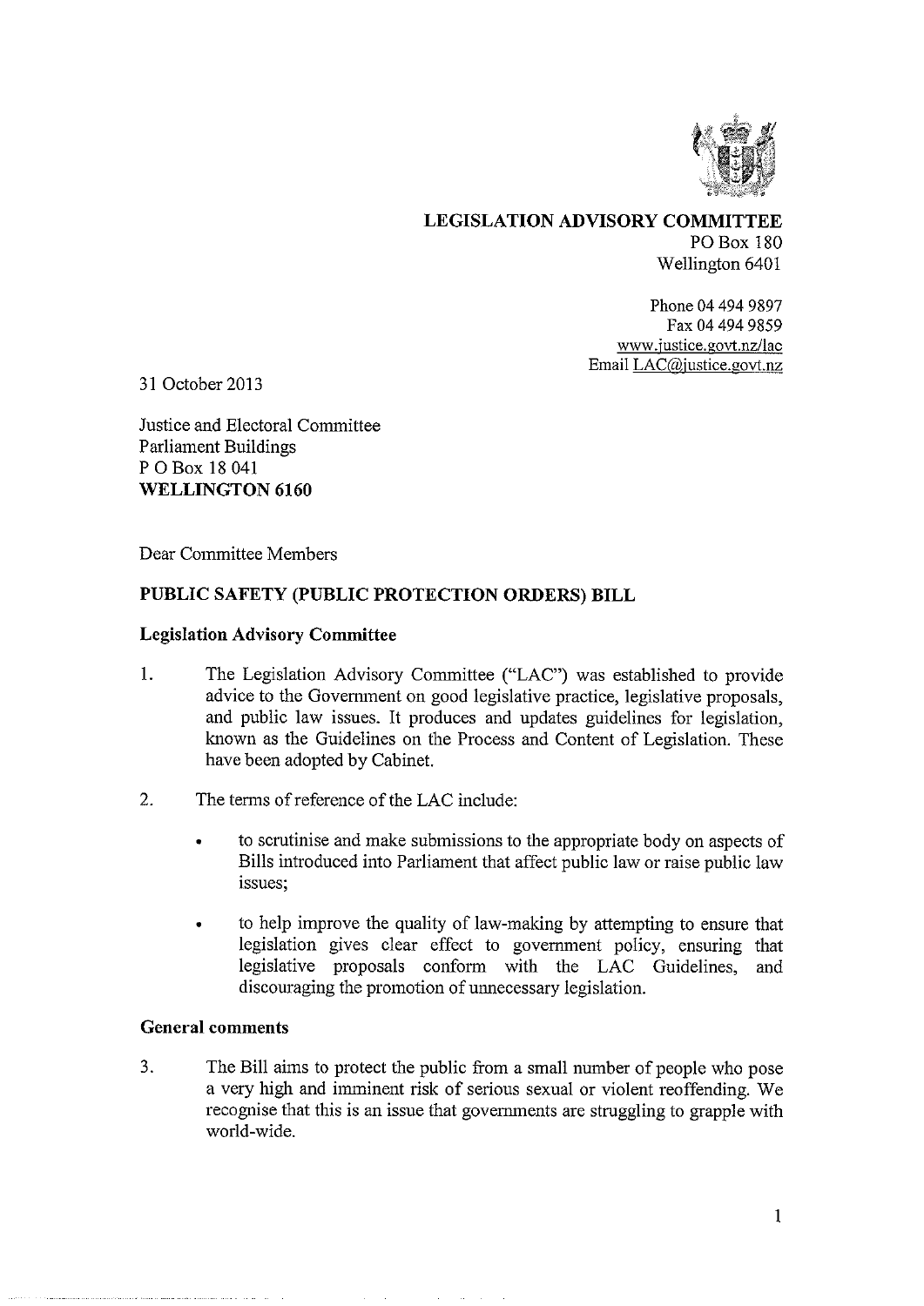**LEGISLATION ADVISORY COMMITTEE**
PO Box 180
Wellington 6401

Phone 04 494 9897
Fax 04 494 9859
www.justice.govt.nz/lac
Email LAC@justice.govt.nz

31 October 2013

Justice and Electoral Committee
Parliament Buildings
P O Box 18 041
**WELLINGTON 6160**

Dear Committee Members

## PUBLIC SAFETY (PUBLIC PROTECTION ORDERS) BILL

### Legislation Advisory Committee

1. The Legislation Advisory Committee ("LAC") was established to provide advice to the Government on good legislative practice, legislative proposals, and public law issues. It produces and updates guidelines for legislation, known as the Guidelines on the Process and Content of Legislation. These have been adopted by Cabinet.

2. The terms of reference of the LAC include:

   - to scrutinise and make submissions to the appropriate body on aspects of Bills introduced into Parliament that affect public law or raise public law issues;

   - to help improve the quality of law-making by attempting to ensure that legislation gives clear effect to government policy, ensuring that legislative proposals conform with the LAC Guidelines, and discouraging the promotion of unnecessary legislation.

### General comments

3. The Bill aims to protect the public from a small number of people who pose a very high and imminent risk of serious sexual or violent reoffending. We recognise that this is an issue that governments are struggling to grapple with world-wide.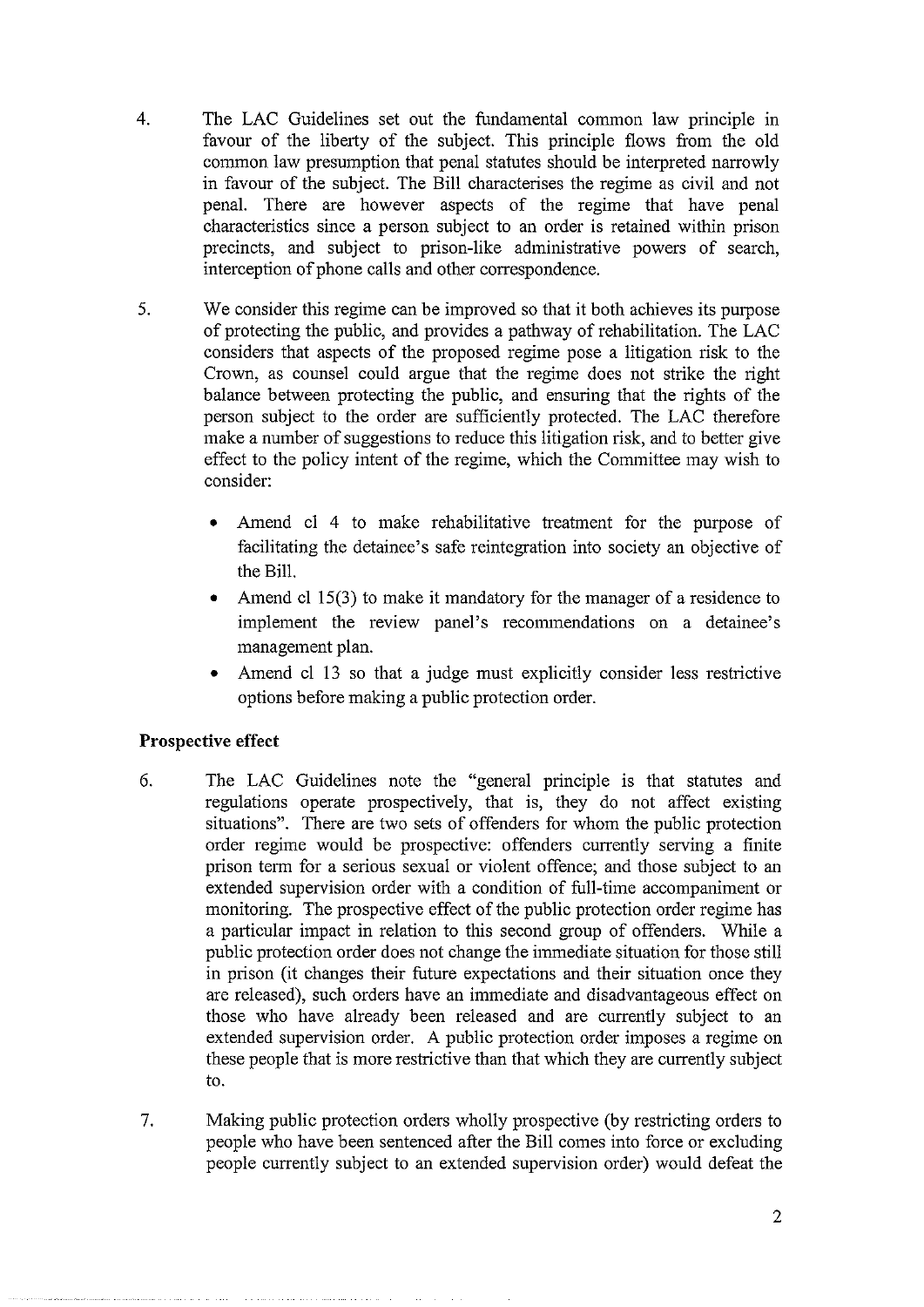4. The LAC Guidelines set out the fundamental common law principle in favour of the liberty of the subject. This principle flows from the old common law presumption that penal statutes should be interpreted narrowly in favour of the subject. The Bill characterises the regime as civil and not penal. There are however aspects of the regime that have penal characteristics since a person subject to an order is retained within prison precincts, and subject to prison-like administrative powers of search, interception of phone calls and other correspondence.

5. We consider this regime can be improved so that it both achieves its purpose of protecting the public, and provides a pathway of rehabilitation. The LAC considers that aspects of the proposed regime pose a litigation risk to the Crown, as counsel could argue that the regime does not strike the right balance between protecting the public, and ensuring that the rights of the person subject to the order are sufficiently protected. The LAC therefore make a number of suggestions to reduce this litigation risk, and to better give effect to the policy intent of the regime, which the Committee may wish to consider:

   - Amend cl 4 to make rehabilitative treatment for the purpose of facilitating the detainee's safe reintegration into society an objective of the Bill.
   - Amend cl 15(3) to make it mandatory for the manager of a residence to implement the review panel's recommendations on a detainee's management plan.
   - Amend cl 13 so that a judge must explicitly consider less restrictive options before making a public protection order.

**Prospective effect**

6. The LAC Guidelines note the "general principle is that statutes and regulations operate prospectively, that is, they do not affect existing situations". There are two sets of offenders for whom the public protection order regime would be prospective: offenders currently serving a finite prison term for a serious sexual or violent offence; and those subject to an extended supervision order with a condition of full-time accompaniment or monitoring. The prospective effect of the public protection order regime has a particular impact in relation to this second group of offenders. While a public protection order does not change the immediate situation for those still in prison (it changes their future expectations and their situation once they are released), such orders have an immediate and disadvantageous effect on those who have already been released and are currently subject to an extended supervision order. A public protection order imposes a regime on these people that is more restrictive than that which they are currently subject to.

7. Making public protection orders wholly prospective (by restricting orders to people who have been sentenced after the Bill comes into force or excluding people currently subject to an extended supervision order) would defeat the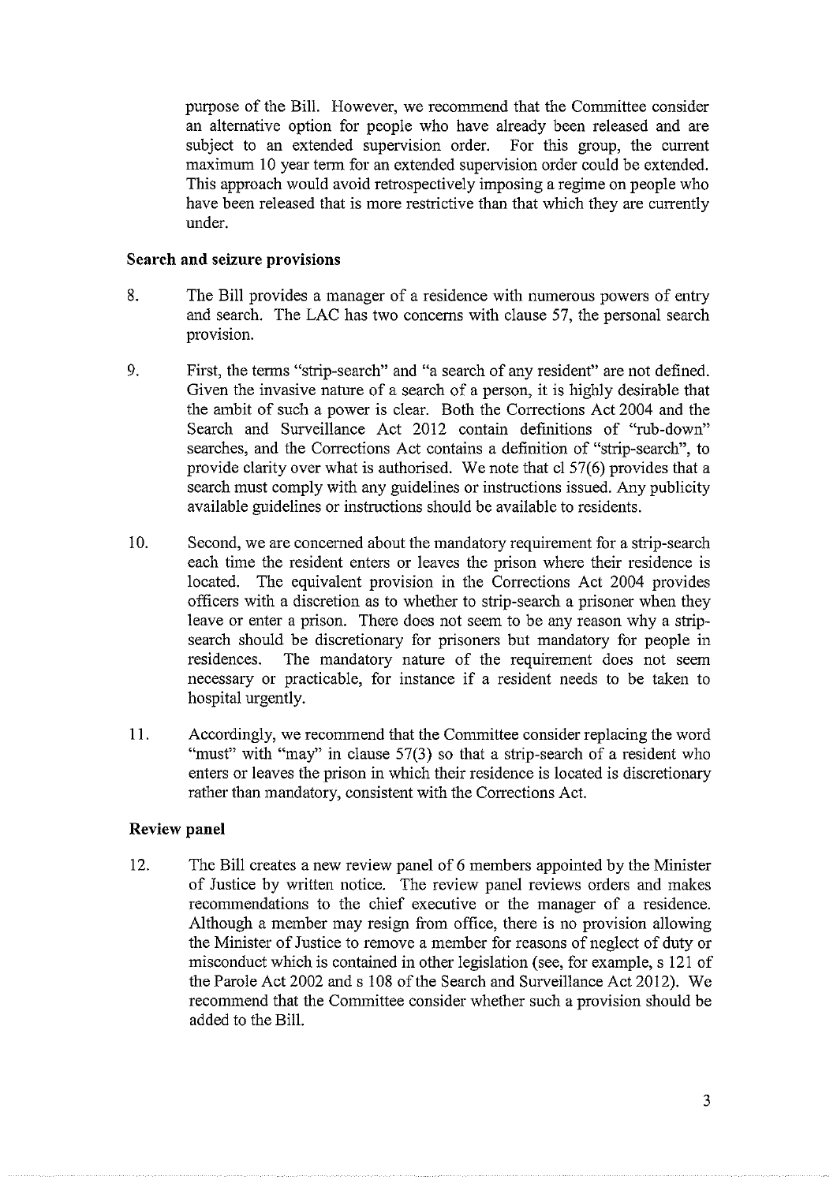purpose of the Bill. However, we recommend that the Committee consider an alternative option for people who have already been released and are subject to an extended supervision order. For this group, the current maximum 10 year term for an extended supervision order could be extended. This approach would avoid retrospectively imposing a regime on people who have been released that is more restrictive than that which they are currently under.

### Search and seizure provisions

8. The Bill provides a manager of a residence with numerous powers of entry and search. The LAC has two concerns with clause 57, the personal search provision.

9. First, the terms "strip-search" and "a search of any resident" are not defined. Given the invasive nature of a search of a person, it is highly desirable that the ambit of such a power is clear. Both the Corrections Act 2004 and the Search and Surveillance Act 2012 contain definitions of "rub-down" searches, and the Corrections Act contains a definition of "strip-search", to provide clarity over what is authorised. We note that cl 57(6) provides that a search must comply with any guidelines or instructions issued. Any publicity available guidelines or instructions should be available to residents.

10. Second, we are concerned about the mandatory requirement for a strip-search each time the resident enters or leaves the prison where their residence is located. The equivalent provision in the Corrections Act 2004 provides officers with a discretion as to whether to strip-search a prisoner when they leave or enter a prison. There does not seem to be any reason why a strip-search should be discretionary for prisoners but mandatory for people in residences. The mandatory nature of the requirement does not seem necessary or practicable, for instance if a resident needs to be taken to hospital urgently.

11. Accordingly, we recommend that the Committee consider replacing the word "must" with "may" in clause 57(3) so that a strip-search of a resident who enters or leaves the prison in which their residence is located is discretionary rather than mandatory, consistent with the Corrections Act.

### Review panel

12. The Bill creates a new review panel of 6 members appointed by the Minister of Justice by written notice. The review panel reviews orders and makes recommendations to the chief executive or the manager of a residence. Although a member may resign from office, there is no provision allowing the Minister of Justice to remove a member for reasons of neglect of duty or misconduct which is contained in other legislation (see, for example, s 121 of the Parole Act 2002 and s 108 of the Search and Surveillance Act 2012). We recommend that the Committee consider whether such a provision should be added to the Bill.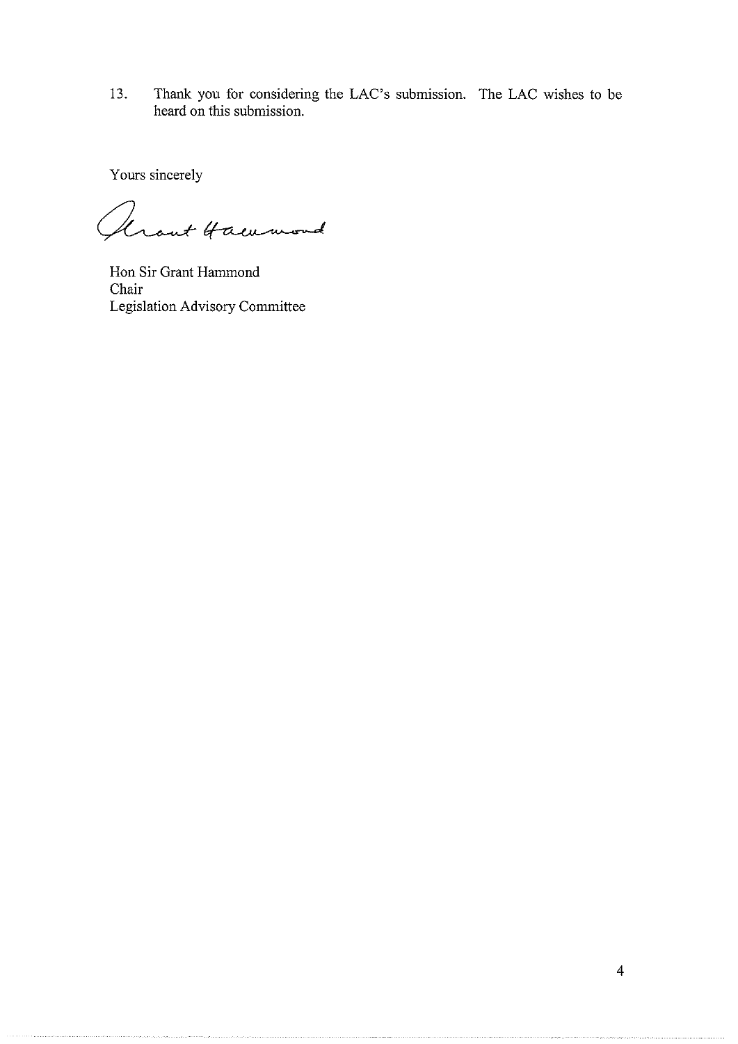13. Thank you for considering the LAC's submission. The LAC wishes to be heard on this submission.

Yours sincerely

Grant Hammond

Hon Sir Grant Hammond
Chair
Legislation Advisory Committee